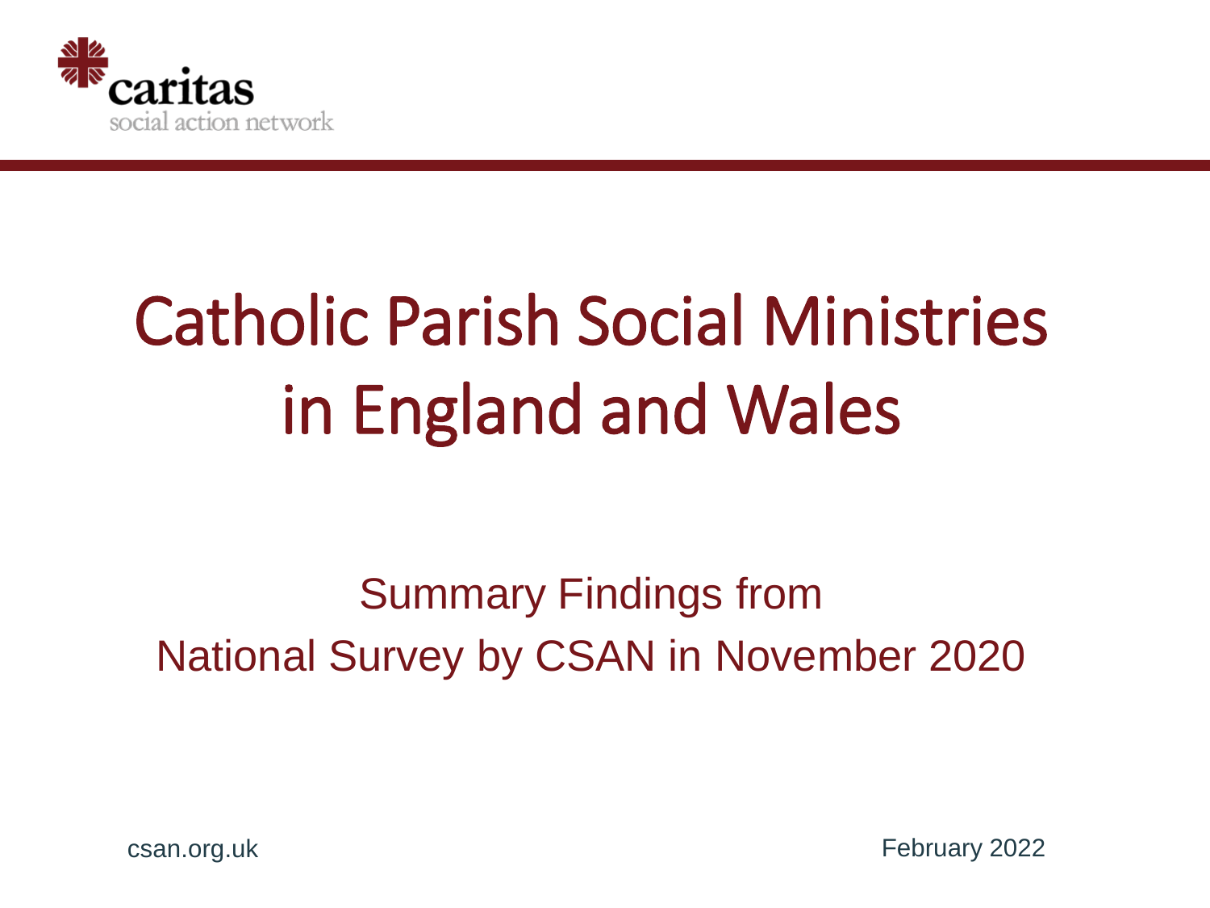caritas
social action network

# Catholic Parish Social Ministries in England and Wales

## Summary Findings from National Survey by CSAN in November 2020

csan.org.uk

February 2022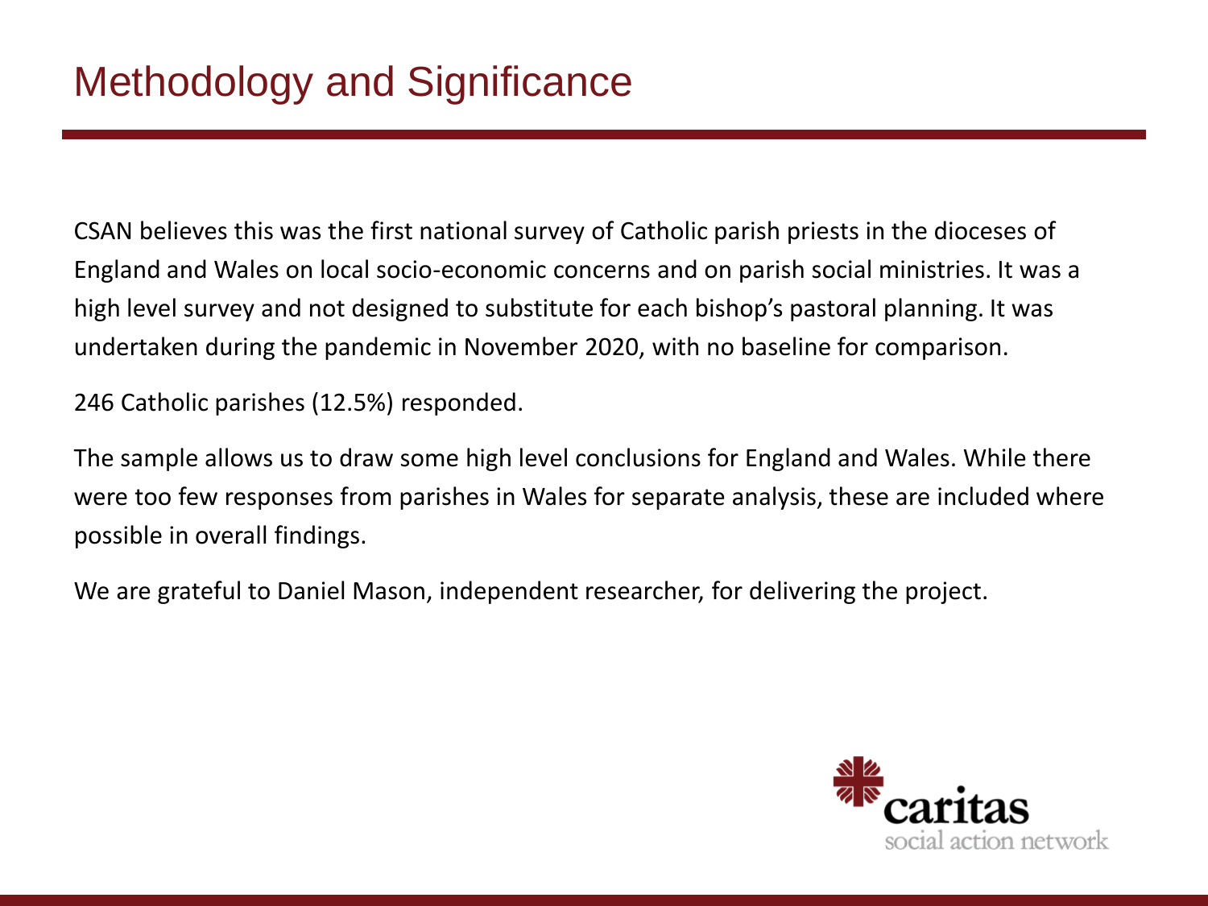# Methodology and Significance

CSAN believes this was the first national survey of Catholic parish priests in the dioceses of England and Wales on local socio-economic concerns and on parish social ministries. It was a high level survey and not designed to substitute for each bishop's pastoral planning. It was undertaken during the pandemic in November 2020, with no baseline for comparison.

246 Catholic parishes (12.5%) responded.

The sample allows us to draw some high level conclusions for England and Wales. While there were too few responses from parishes in Wales for separate analysis, these are included where possible in overall findings.

We are grateful to Daniel Mason, independent researcher, for delivering the project.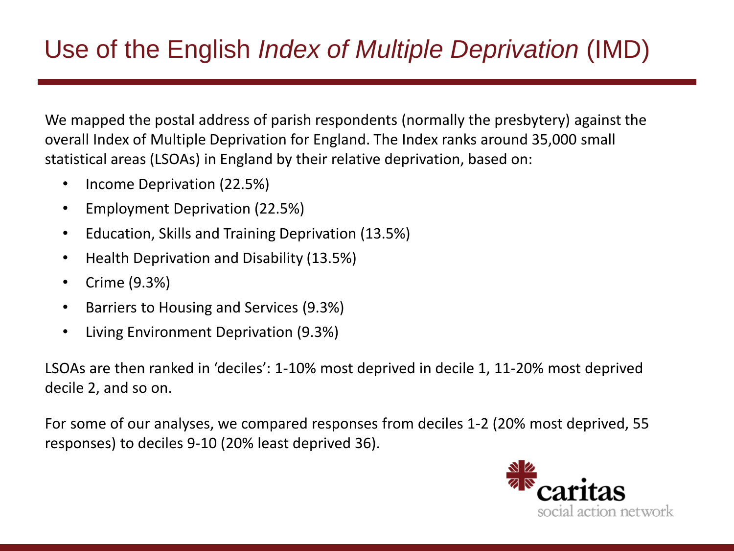# Use of the English *Index of Multiple Deprivation* (IMD)

We mapped the postal address of parish respondents (normally the presbytery) against the overall Index of Multiple Deprivation for England. The Index ranks around 35,000 small statistical areas (LSOAs) in England by their relative deprivation, based on:

- Income Deprivation (22.5%)
- Employment Deprivation (22.5%)
- Education, Skills and Training Deprivation (13.5%)
- Health Deprivation and Disability (13.5%)
- Crime (9.3%)
- Barriers to Housing and Services (9.3%)
- Living Environment Deprivation (9.3%)

LSOAs are then ranked in 'deciles': 1-10% most deprived in decile 1, 11-20% most deprived decile 2, and so on.

For some of our analyses, we compared responses from deciles 1-2 (20% most deprived, 55 responses) to deciles 9-10 (20% least deprived 36).

caritas
social action network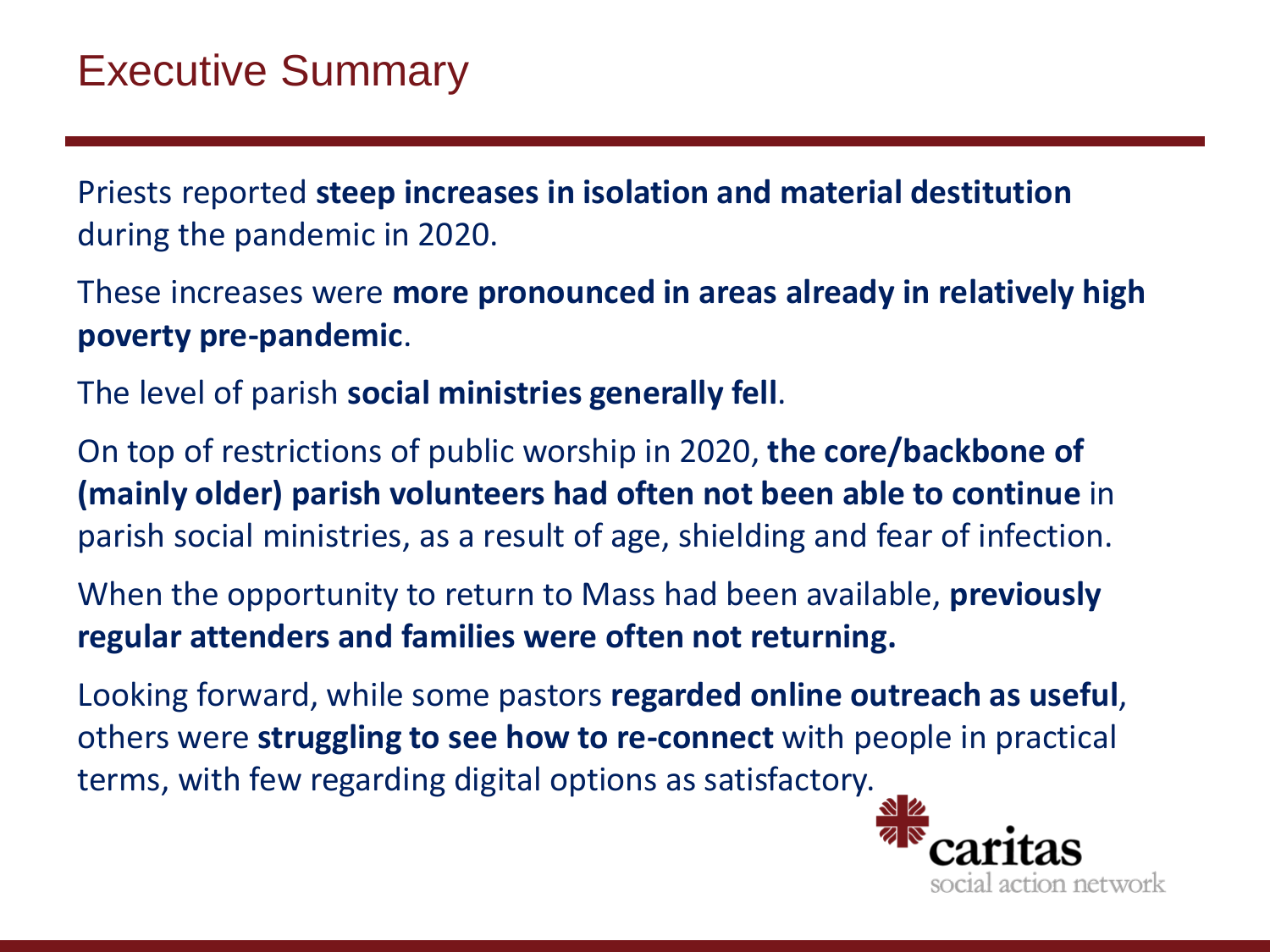# Executive Summary

Priests reported **steep increases in isolation and material destitution** during the pandemic in 2020.

These increases were **more pronounced in areas already in relatively high poverty pre-pandemic**.

The level of parish **social ministries generally fell**.

On top of restrictions of public worship in 2020, **the core/backbone of (mainly older) parish volunteers had often not been able to continue** in parish social ministries, as a result of age, shielding and fear of infection.

When the opportunity to return to Mass had been available, **previously regular attenders and families were often not returning.**

Looking forward, while some pastors **regarded online outreach as useful**, others were **struggling to see how to re-connect** with people in practical terms, with few regarding digital options as satisfactory.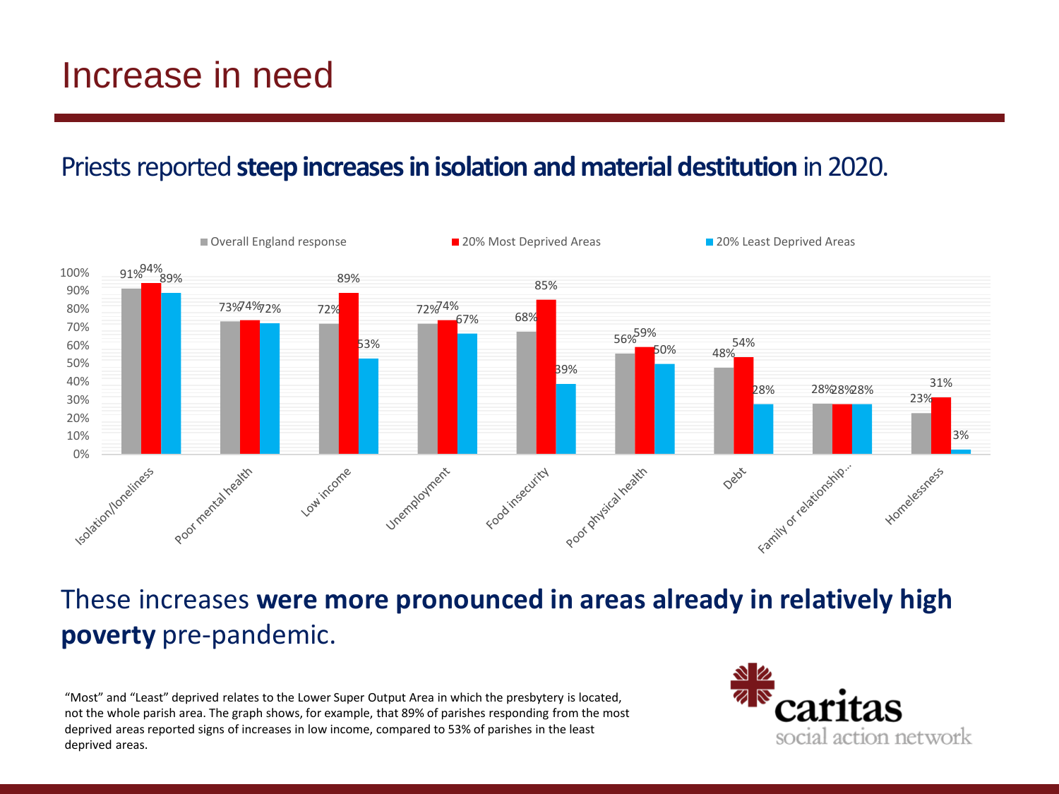# Increase in need

Priests reported **steep increases in isolation and material destitution** in 2020.

| | Overall England response | 20% Most Deprived Areas | 20% Least Deprived Areas |
|---|---|---|---|
| Isolation/loneliness | 91% | 94% | 89% |
| Poor mental health | 73% | 74% | 72% |
| Low income | 72% | 89% | 53% |
| Unemployment | 72% | 74% | 67% |
| Food insecurity | 68% | 85% | 39% |
| Poor physical health | 56% | 59% | 50% |
| Debt | 48% | 54% | 28% |
| Family or relationship... | 28% | 28% | 28% |
| Homelessness | 23% | 31% | 3% |

These increases **were more pronounced in areas already in relatively high poverty** pre-pandemic.

"Most" and "Least" deprived relates to the Lower Super Output Area in which the presbytery is located, not the whole parish area. The graph shows, for example, that 89% of parishes responding from the most deprived areas reported signs of increases in low income, compared to 53% of parishes in the least deprived areas.

caritas social action network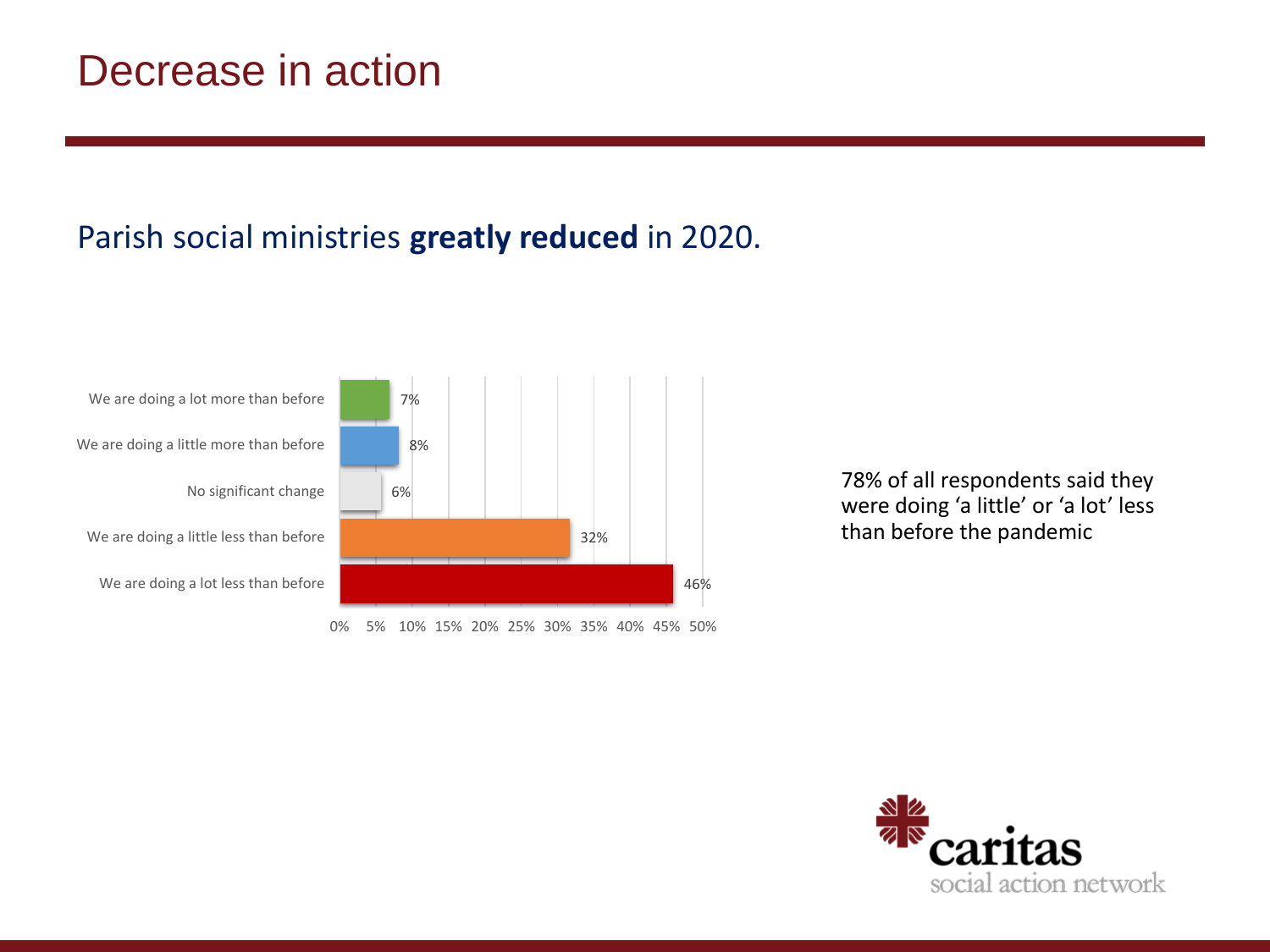# Decrease in action

Parish social ministries **greatly reduced** in 2020.

| Response | Percentage |
|---|---|
| We are doing a lot more than before | 7% |
| We are doing a little more than before | 8% |
| No significant change | 6% |
| We are doing a little less than before | 32% |
| We are doing a lot less than before | 46% |

78% of all respondents said they were doing ‘a little’ or ‘a lot’ less than before the pandemic

caritas
social action network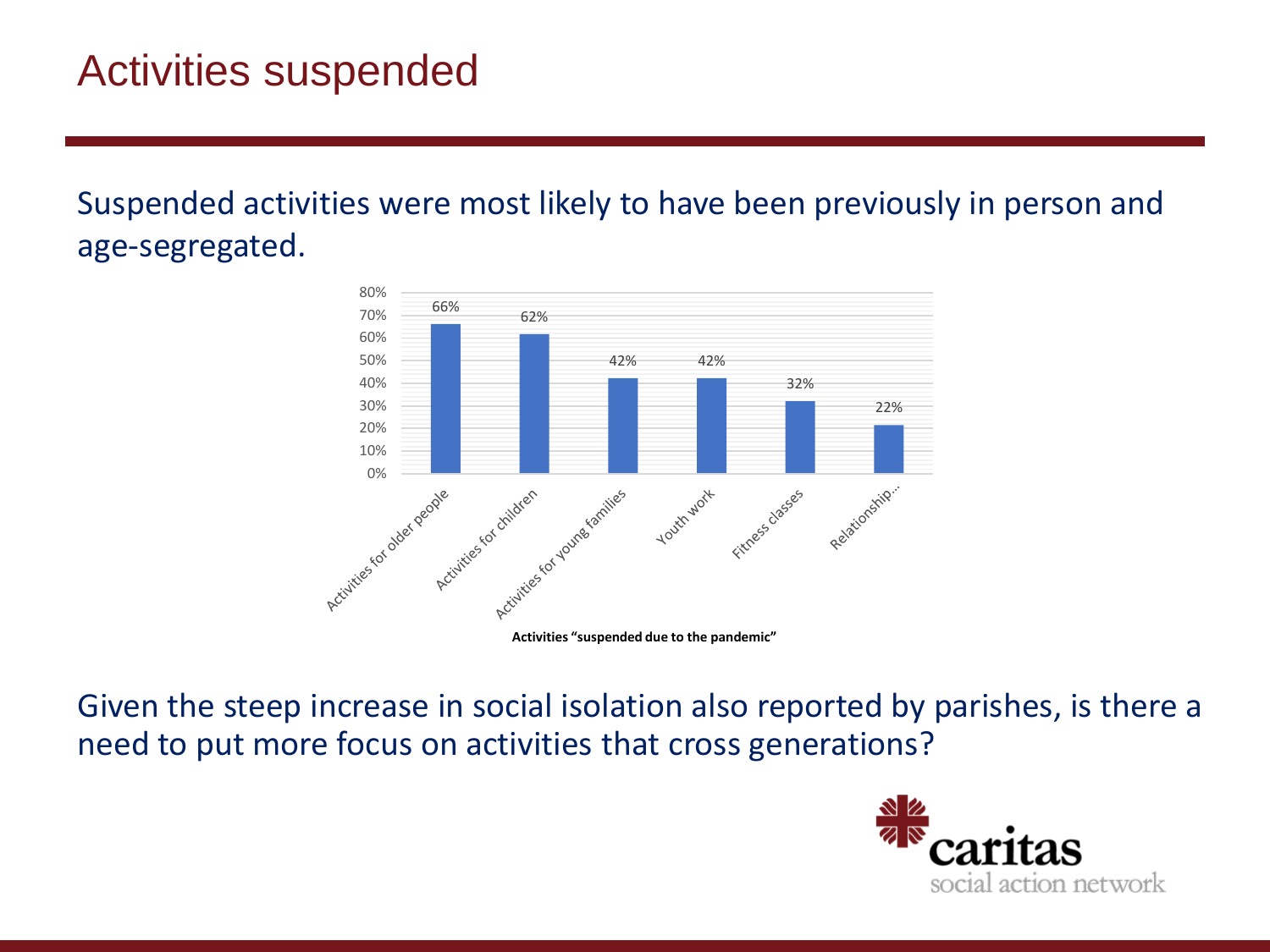# Activities suspended

Suspended activities were most likely to have been previously in person and age-segregated.

| Activity | Percentage |
| --- | --- |
| Activities for older people | 66% |
| Activities for children | 62% |
| Activities for young families | 42% |
| Youth work | 42% |
| Fitness classes | 32% |
| Relationship... | 22% |

**Activities "suspended due to the pandemic"**

Given the steep increase in social isolation also reported by parishes, is there a need to put more focus on activities that cross generations?

caritas social action network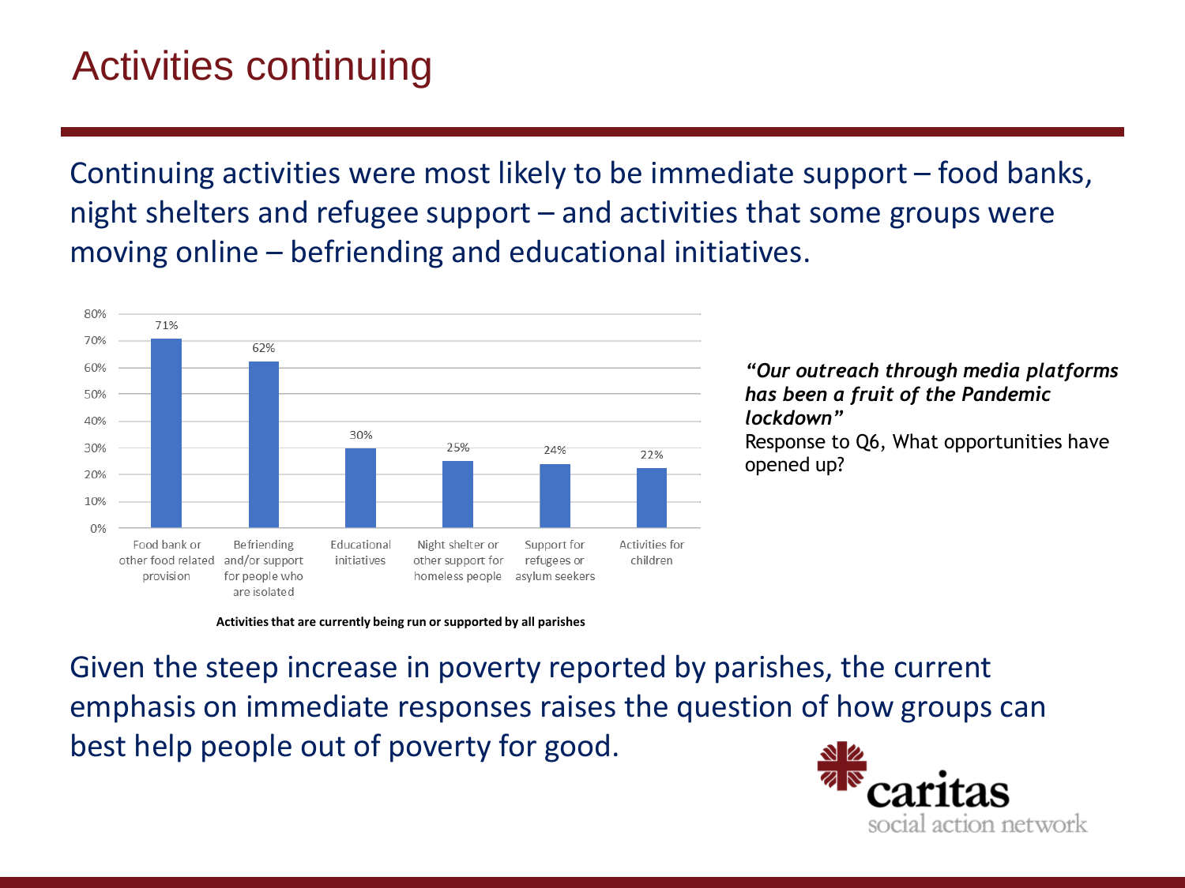# Activities continuing

Continuing activities were most likely to be immediate support – food banks, night shelters and refugee support – and activities that some groups were moving online – befriending and educational initiatives.

| Activity | Percentage |
|---|---|
| Food bank or other food related provision | 71% |
| Befriending and/or support for people who are isolated | 62% |
| Educational initiatives | 30% |
| Night shelter or other support for homeless people | 25% |
| Support for refugees or asylum seekers | 24% |
| Activities for children | 22% |

**Activities that are currently being run or supported by all parishes**

***"Our outreach through media platforms has been a fruit of the Pandemic lockdown"***
Response to Q6, What opportunities have opened up?

Given the steep increase in poverty reported by parishes, the current emphasis on immediate responses raises the question of how groups can best help people out of poverty for good.

caritas
social action network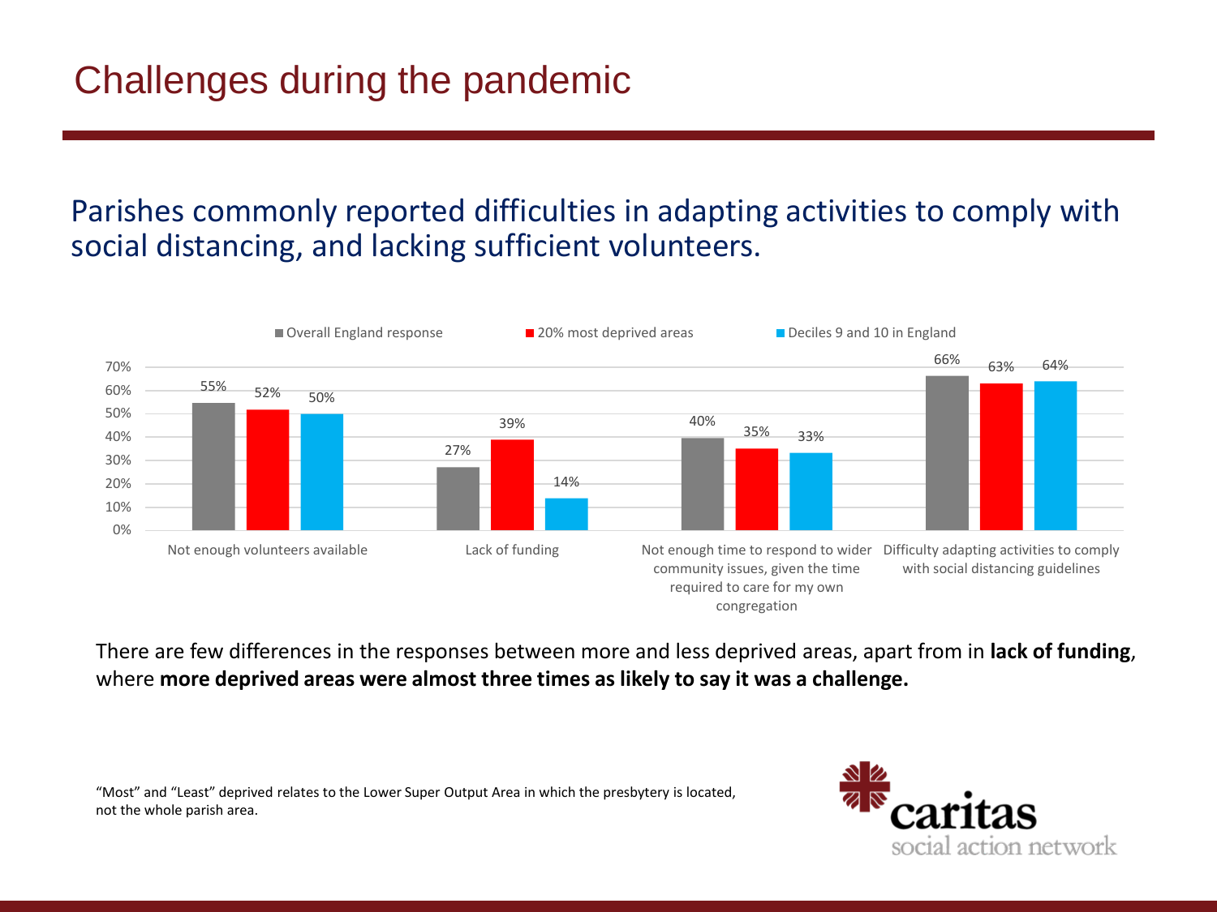# Challenges during the pandemic

## Parishes commonly reported difficulties in adapting activities to comply with social distancing, and lacking sufficient volunteers.

| | Overall England response | 20% most deprived areas | Deciles 9 and 10 in England |
|---|---|---|---|
| Not enough volunteers available | 55% | 52% | 50% |
| Lack of funding | 27% | 39% | 14% |
| Not enough time to respond to wider community issues, given the time required to care for my own congregation | 40% | 35% | 33% |
| Difficulty adapting activities to comply with social distancing guidelines | 66% | 63% | 64% |

There are few differences in the responses between more and less deprived areas, apart from in **lack of funding**, where **more deprived areas were almost three times as likely to say it was a challenge.**

"Most" and "Least" deprived relates to the Lower Super Output Area in which the presbytery is located, not the whole parish area.

caritas social action network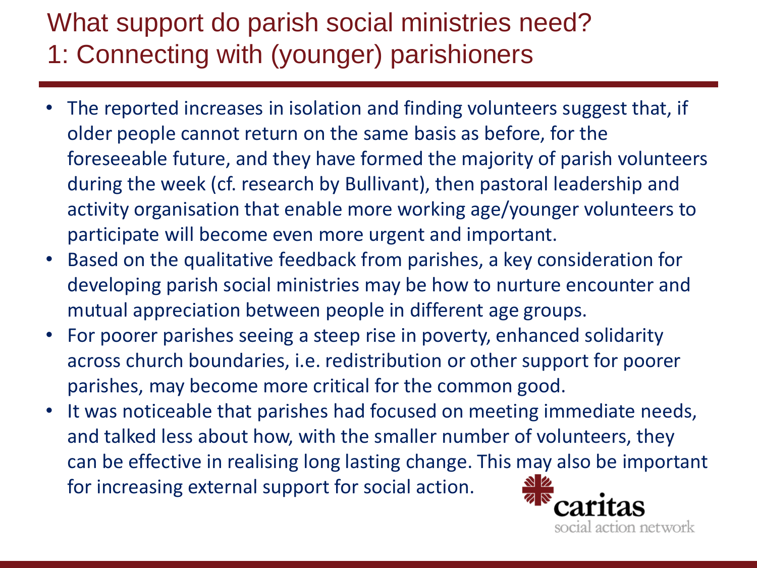# What support do parish social ministries need?
# 1: Connecting with (younger) parishioners

- The reported increases in isolation and finding volunteers suggest that, if older people cannot return on the same basis as before, for the foreseeable future, and they have formed the majority of parish volunteers during the week (cf. research by Bullivant), then pastoral leadership and activity organisation that enable more working age/younger volunteers to participate will become even more urgent and important.
- Based on the qualitative feedback from parishes, a key consideration for developing parish social ministries may be how to nurture encounter and mutual appreciation between people in different age groups.
- For poorer parishes seeing a steep rise in poverty, enhanced solidarity across church boundaries, i.e. redistribution or other support for poorer parishes, may become more critical for the common good.
- It was noticeable that parishes had focused on meeting immediate needs, and talked less about how, with the smaller number of volunteers, they can be effective in realising long lasting change. This may also be important for increasing external support for social action.

caritas
social action network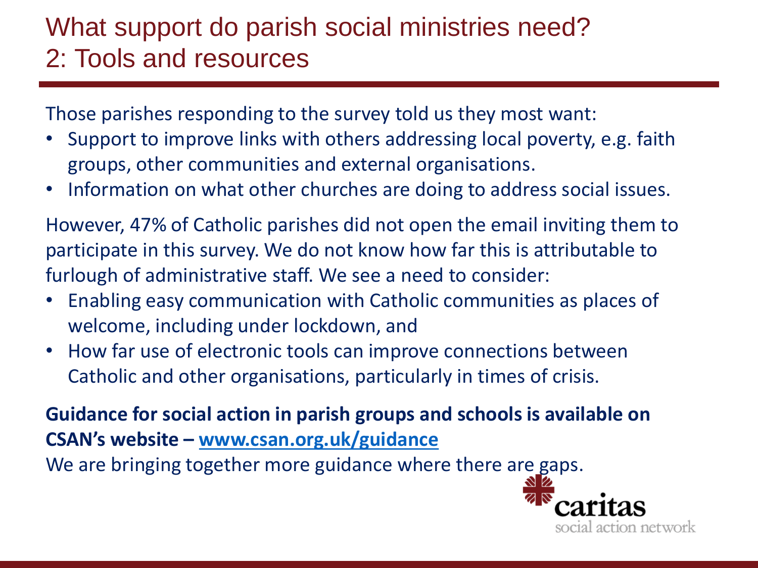# What support do parish social ministries need?
# 2: Tools and resources

Those parishes responding to the survey told us they most want:

- Support to improve links with others addressing local poverty, e.g. faith groups, other communities and external organisations.
- Information on what other churches are doing to address social issues.

However, 47% of Catholic parishes did not open the email inviting them to participate in this survey. We do not know how far this is attributable to furlough of administrative staff. We see a need to consider:

- Enabling easy communication with Catholic communities as places of welcome, including under lockdown, and
- How far use of electronic tools can improve connections between Catholic and other organisations, particularly in times of crisis.

**Guidance for social action in parish groups and schools is available on CSAN's website – [www.csan.org.uk/guidance](www.csan.org.uk/guidance)**

We are bringing together more guidance where there are gaps.

caritas social action network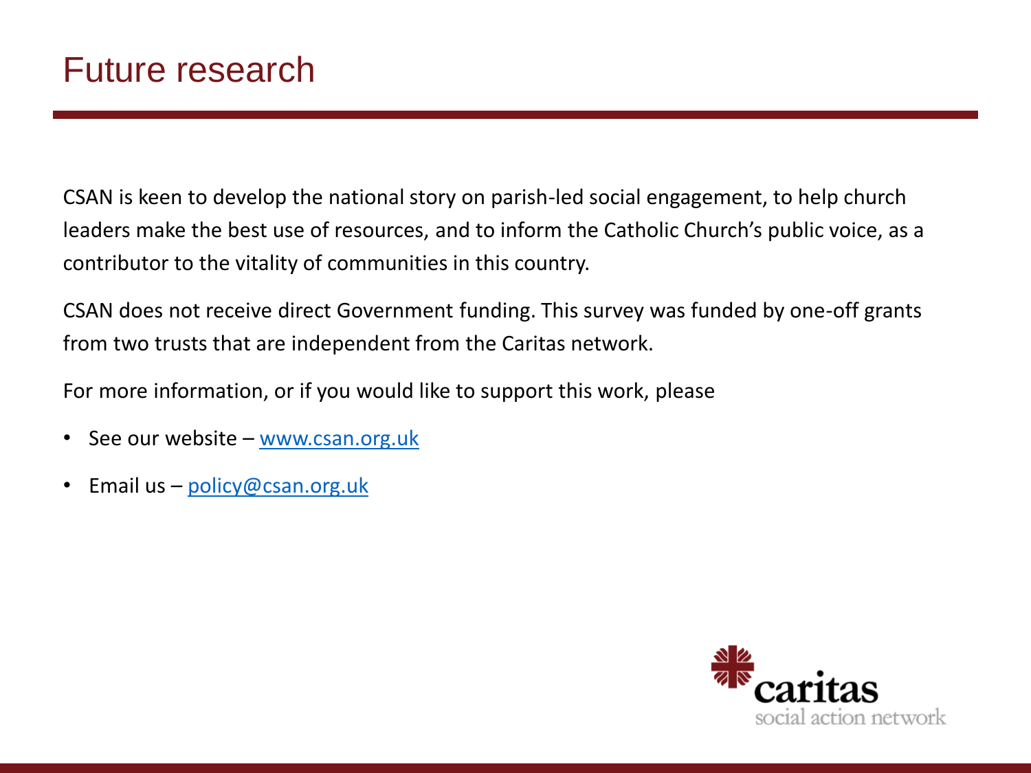# Future research

CSAN is keen to develop the national story on parish-led social engagement, to help church leaders make the best use of resources, and to inform the Catholic Church's public voice, as a contributor to the vitality of communities in this country.

CSAN does not receive direct Government funding. This survey was funded by one-off grants from two trusts that are independent from the Caritas network.

For more information, or if you would like to support this work, please

- See our website – [www.csan.org.uk](http://www.csan.org.uk)
- Email us – [policy@csan.org.uk](mailto:policy@csan.org.uk)

caritas
social action network